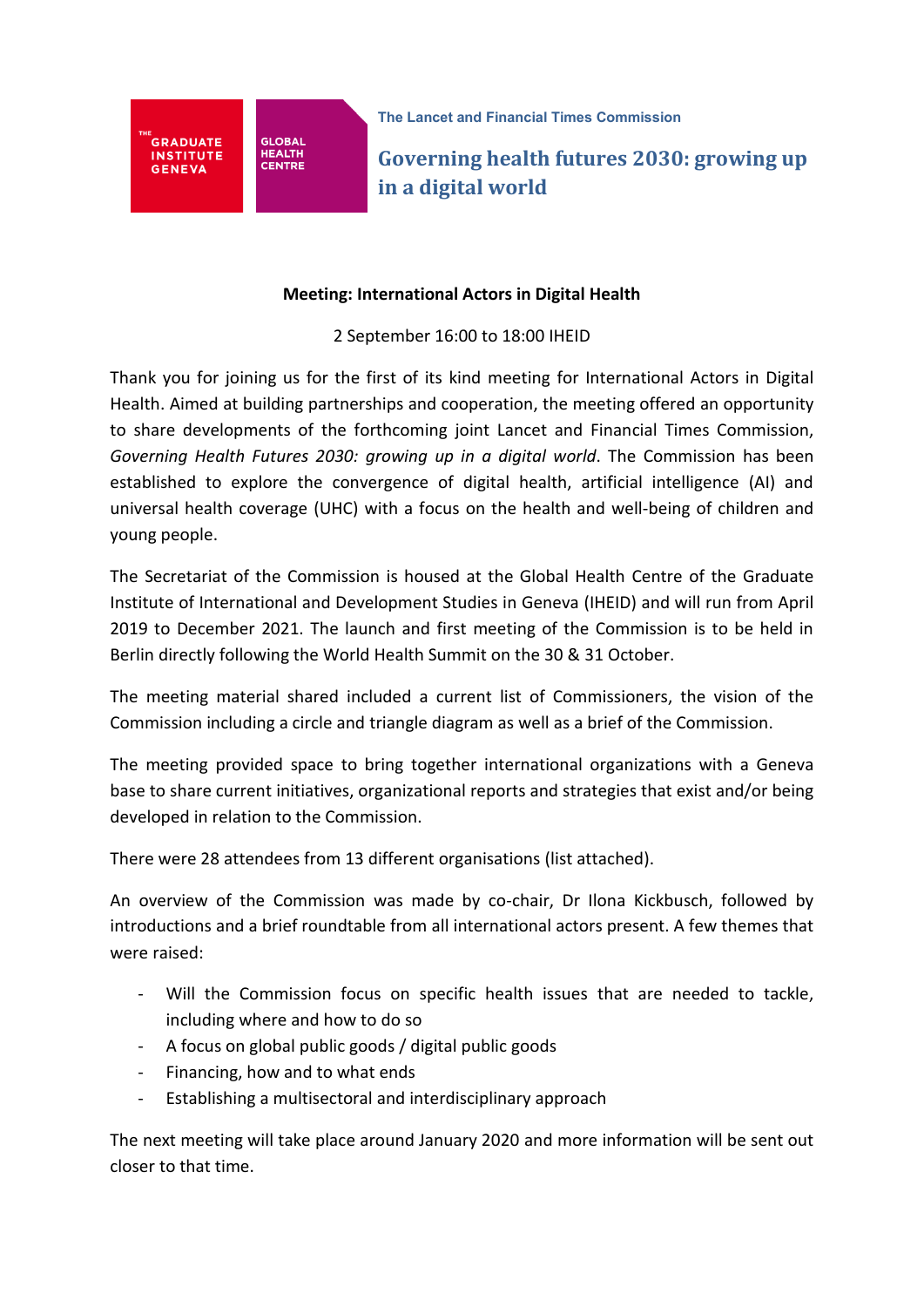THE GRADUATE INSTITUTE GENEVA

GLOBAL HEALTH CENTRE

The Lancet and Financial Times Commission

# Governing health futures 2030: growing up in a digital world

**Meeting: International Actors in Digital Health**

2 September 16:00 to 18:00 IHEID

Thank you for joining us for the first of its kind meeting for International Actors in Digital Health. Aimed at building partnerships and cooperation, the meeting offered an opportunity to share developments of the forthcoming joint Lancet and Financial Times Commission, *Governing Health Futures 2030: growing up in a digital world*. The Commission has been established to explore the convergence of digital health, artificial intelligence (AI) and universal health coverage (UHC) with a focus on the health and well-being of children and young people.

The Secretariat of the Commission is housed at the Global Health Centre of the Graduate Institute of International and Development Studies in Geneva (IHEID) and will run from April 2019 to December 2021. The launch and first meeting of the Commission is to be held in Berlin directly following the World Health Summit on the 30 & 31 October.

The meeting material shared included a current list of Commissioners, the vision of the Commission including a circle and triangle diagram as well as a brief of the Commission.

The meeting provided space to bring together international organizations with a Geneva base to share current initiatives, organizational reports and strategies that exist and/or being developed in relation to the Commission.

There were 28 attendees from 13 different organisations (list attached).

An overview of the Commission was made by co-chair, Dr Ilona Kickbusch, followed by introductions and a brief roundtable from all international actors present. A few themes that were raised:

- Will the Commission focus on specific health issues that are needed to tackle, including where and how to do so
- A focus on global public goods / digital public goods
- Financing, how and to what ends
- Establishing a multisectoral and interdisciplinary approach

The next meeting will take place around January 2020 and more information will be sent out closer to that time.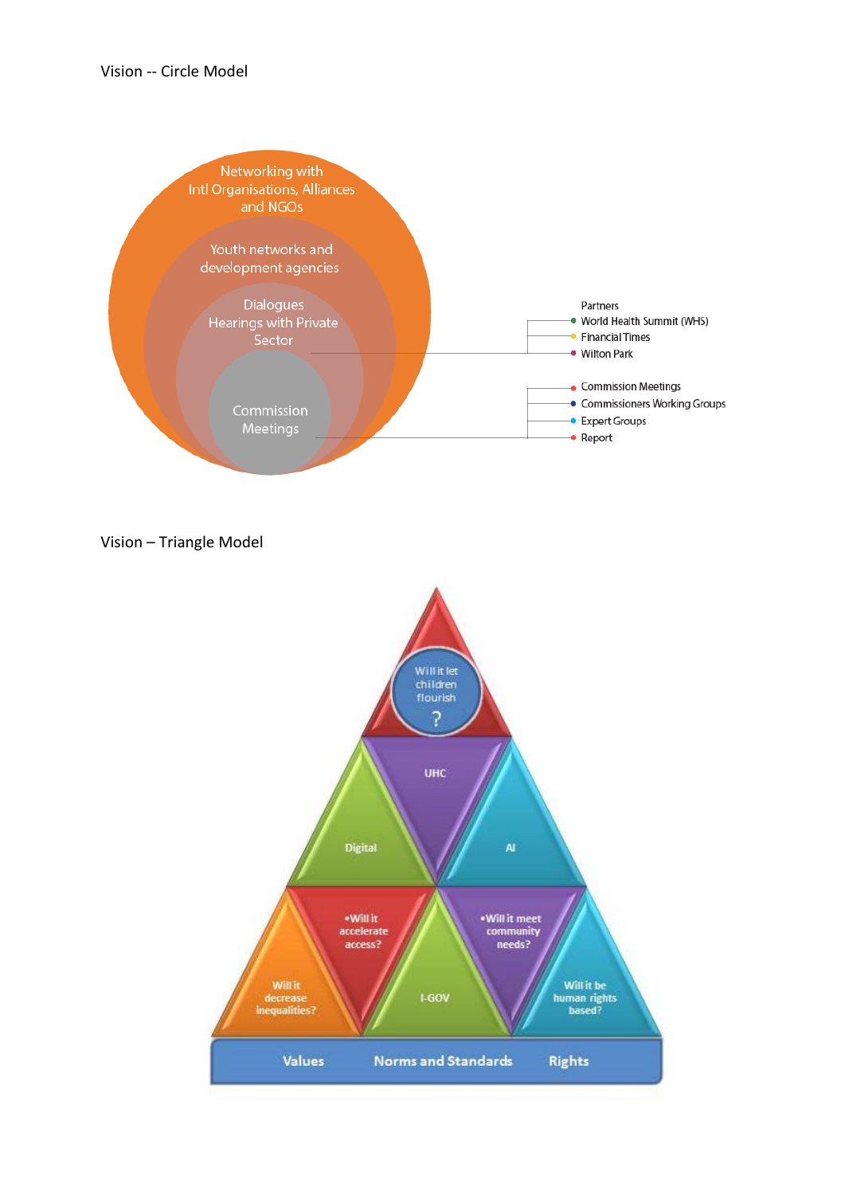Vision -- Circle Model

Networking with Intl Organisations, Alliances and NGOs

Youth networks and development agencies

Dialogues Hearings with Private Sector

Commission Meetings

Partners
- World Health Summit (WHS)
- Financial Times
- Wilton Park

- Commission Meetings
- Commissioners Working Groups
- Expert Groups
- Report

Vision – Triangle Model

Will it let children flourish ?

UHC

Digital

AI

- Will it accelerate access?

- Will it meet community needs?

Will it decrease inequalities?

I-GOV

Will it be human rights based?

Values    Norms and Standards    Rights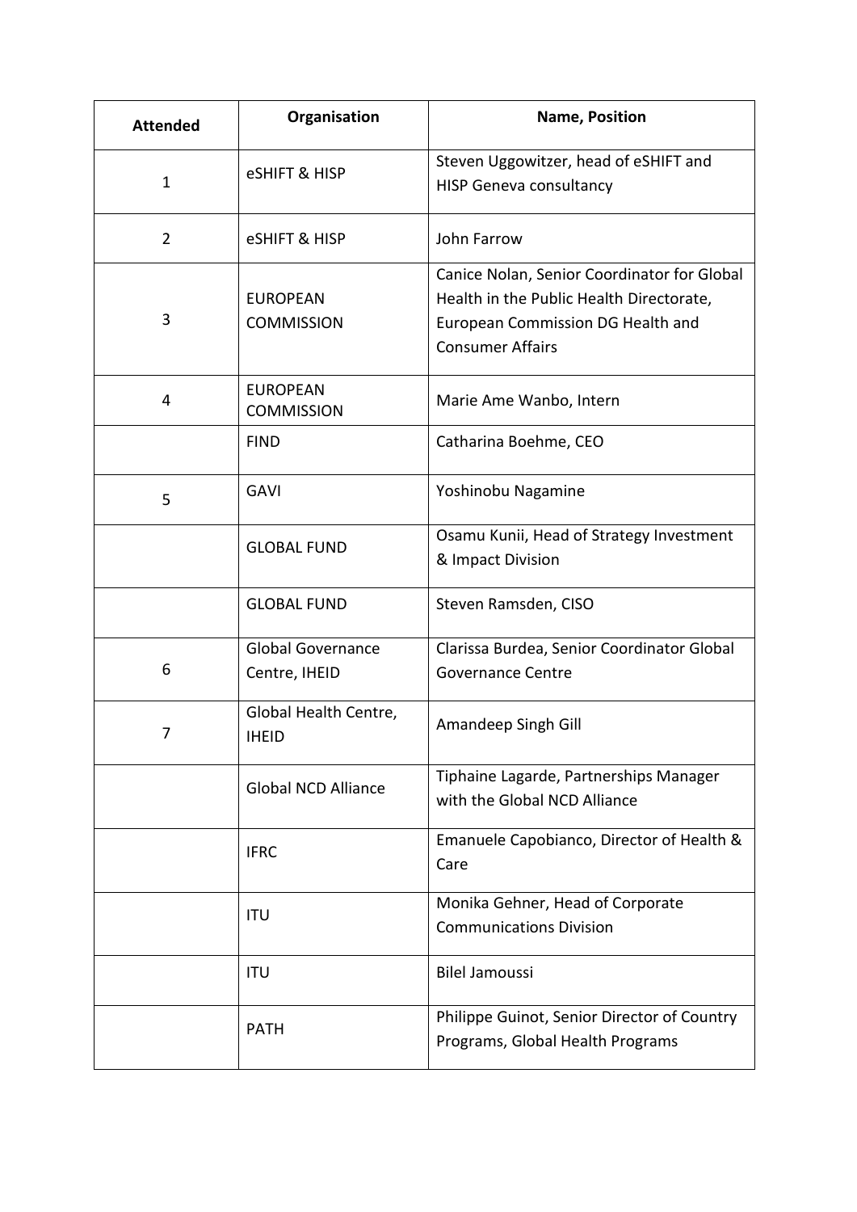| Attended | Organisation | Name, Position |
|---|---|---|
| 1 | eSHIFT & HISP | Steven Uggowitzer, head of eSHIFT and HISP Geneva consultancy |
| 2 | eSHIFT & HISP | John Farrow |
| 3 | EUROPEAN COMMISSION | Canice Nolan, Senior Coordinator for Global Health in the Public Health Directorate, European Commission DG Health and Consumer Affairs |
| 4 | EUROPEAN COMMISSION | Marie Ame Wanbo, Intern |
| | FIND | Catharina Boehme, CEO |
| 5 | GAVI | Yoshinobu Nagamine |
| | GLOBAL FUND | Osamu Kunii, Head of Strategy Investment & Impact Division |
| | GLOBAL FUND | Steven Ramsden, CISO |
| 6 | Global Governance Centre, IHEID | Clarissa Burdea, Senior Coordinator Global Governance Centre |
| 7 | Global Health Centre, IHEID | Amandeep Singh Gill |
| | Global NCD Alliance | Tiphaine Lagarde, Partnerships Manager with the Global NCD Alliance |
| | IFRC | Emanuele Capobianco, Director of Health & Care |
| | ITU | Monika Gehner, Head of Corporate Communications Division |
| | ITU | Bilel Jamoussi |
| | PATH | Philippe Guinot, Senior Director of Country Programs, Global Health Programs |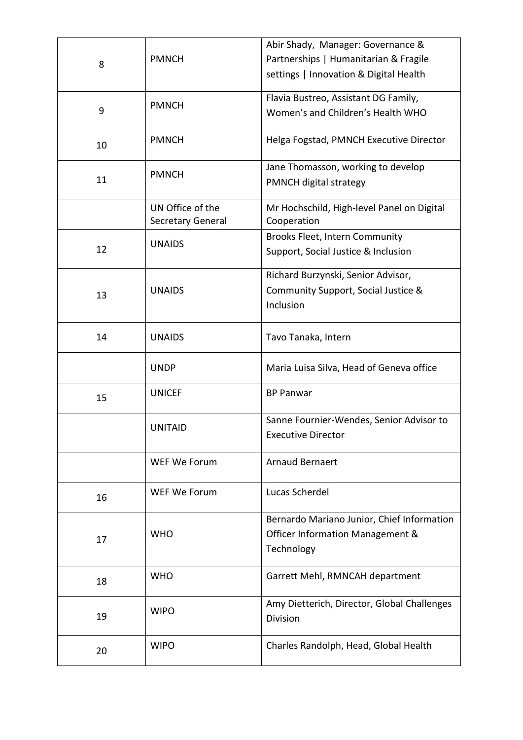| | | |
|---|---|---|
| 8 | PMNCH | Abir Shady, Manager: Governance & Partnerships \| Humanitarian & Fragile settings \| Innovation & Digital Health |
| 9 | PMNCH | Flavia Bustreo, Assistant DG Family, Women's and Children's Health WHO |
| 10 | PMNCH | Helga Fogstad, PMNCH Executive Director |
| 11 | PMNCH | Jane Thomasson, working to develop PMNCH digital strategy |
| | UN Office of the Secretary General | Mr Hochschild, High-level Panel on Digital Cooperation |
| 12 | UNAIDS | Brooks Fleet, Intern Community Support, Social Justice & Inclusion |
| 13 | UNAIDS | Richard Burzynski, Senior Advisor, Community Support, Social Justice & Inclusion |
| 14 | UNAIDS | Tavo Tanaka, Intern |
| | UNDP | Maria Luisa Silva, Head of Geneva office |
| 15 | UNICEF | BP Panwar |
| | UNITAID | Sanne Fournier-Wendes, Senior Advisor to Executive Director |
| | WEF We Forum | Arnaud Bernaert |
| 16 | WEF We Forum | Lucas Scherdel |
| 17 | WHO | Bernardo Mariano Junior, Chief Information Officer Information Management & Technology |
| 18 | WHO | Garrett Mehl, RMNCAH department |
| 19 | WIPO | Amy Dietterich, Director, Global Challenges Division |
| 20 | WIPO | Charles Randolph, Head, Global Health |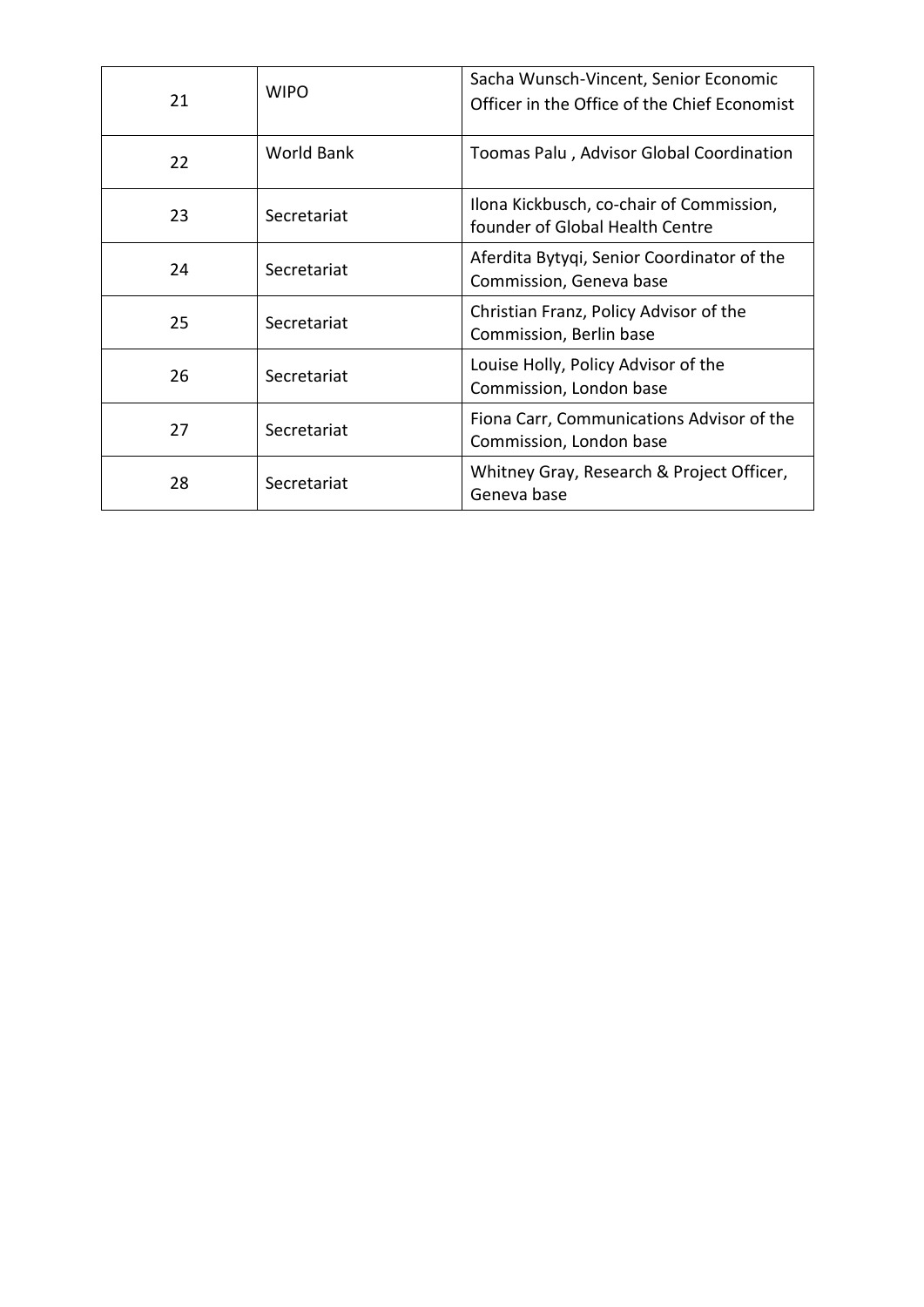| | | |
|---|---|---|
| 21 | WIPO | Sacha Wunsch-Vincent, Senior Economic Officer in the Office of the Chief Economist |
| 22 | World Bank | Toomas Palu , Advisor Global Coordination |
| 23 | Secretariat | Ilona Kickbusch, co-chair of Commission, founder of Global Health Centre |
| 24 | Secretariat | Aferdita Bytyqi, Senior Coordinator of the Commission, Geneva base |
| 25 | Secretariat | Christian Franz, Policy Advisor of the Commission, Berlin base |
| 26 | Secretariat | Louise Holly, Policy Advisor of the Commission, London base |
| 27 | Secretariat | Fiona Carr, Communications Advisor of the Commission, London base |
| 28 | Secretariat | Whitney Gray, Research & Project Officer, Geneva base |